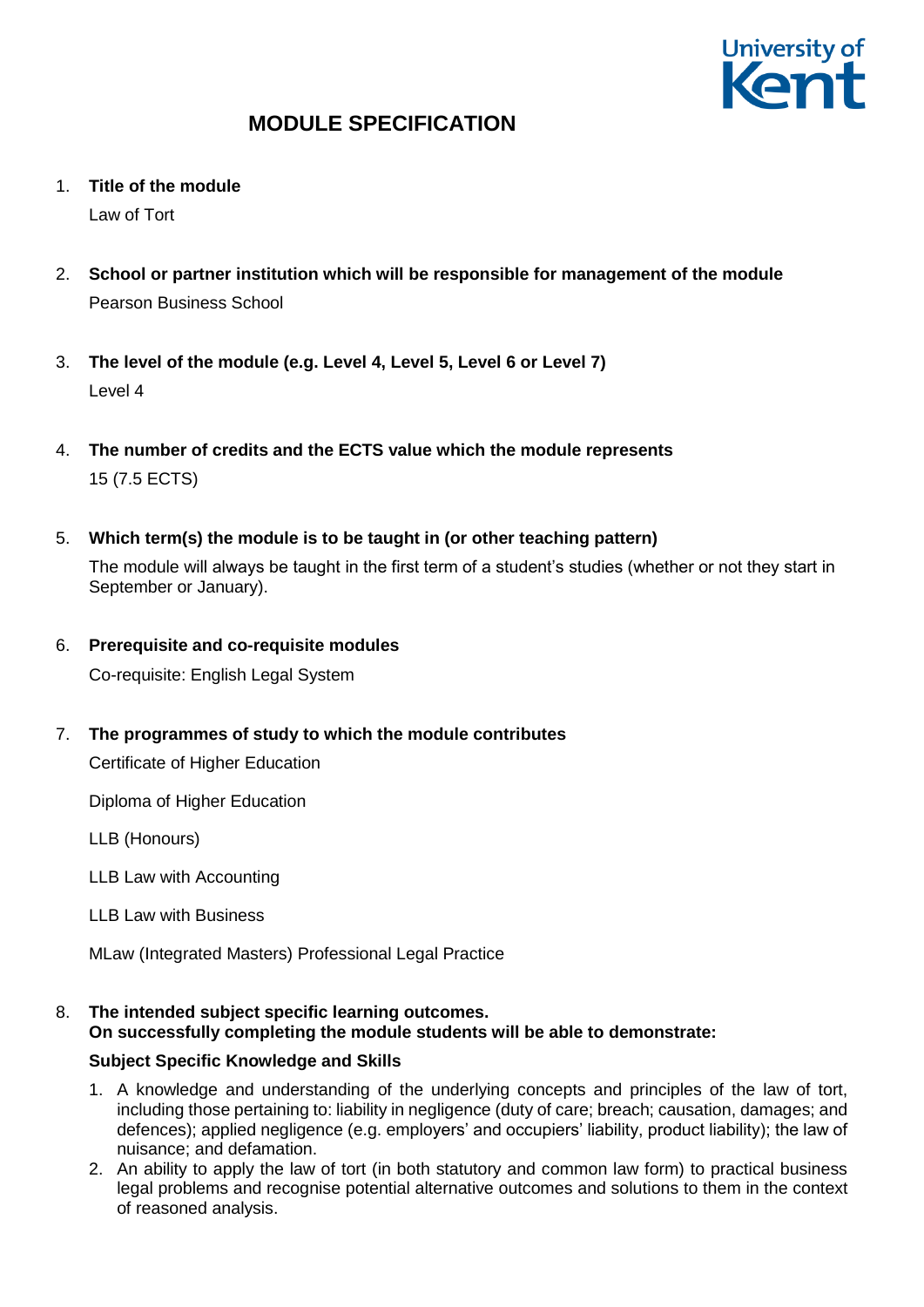# MODULE SPECIFICATION

1. **Title of the module**

   Law of Tort

2. **School or partner institution which will be responsible for management of the module**

   Pearson Business School

3. **The level of the module (e.g. Level 4, Level 5, Level 6 or Level 7)**

   Level 4

4. **The number of credits and the ECTS value which the module represents**

   15 (7.5 ECTS)

5. **Which term(s) the module is to be taught in (or other teaching pattern)**

   The module will always be taught in the first term of a student's studies (whether or not they start in September or January).

6. **Prerequisite and co-requisite modules**

   Co-requisite: English Legal System

7. **The programmes of study to which the module contributes**

   Certificate of Higher Education

   Diploma of Higher Education

   LLB (Honours)

   LLB Law with Accounting

   LLB Law with Business

   MLaw (Integrated Masters) Professional Legal Practice

8. **The intended subject specific learning outcomes.**
   **On successfully completing the module students will be able to demonstrate:**

   **Subject Specific Knowledge and Skills**

   1. A knowledge and understanding of the underlying concepts and principles of the law of tort, including those pertaining to: liability in negligence (duty of care; breach; causation, damages; and defences); applied negligence (e.g. employers' and occupiers' liability, product liability); the law of nuisance; and defamation.
   2. An ability to apply the law of tort (in both statutory and common law form) to practical business legal problems and recognise potential alternative outcomes and solutions to them in the context of reasoned analysis.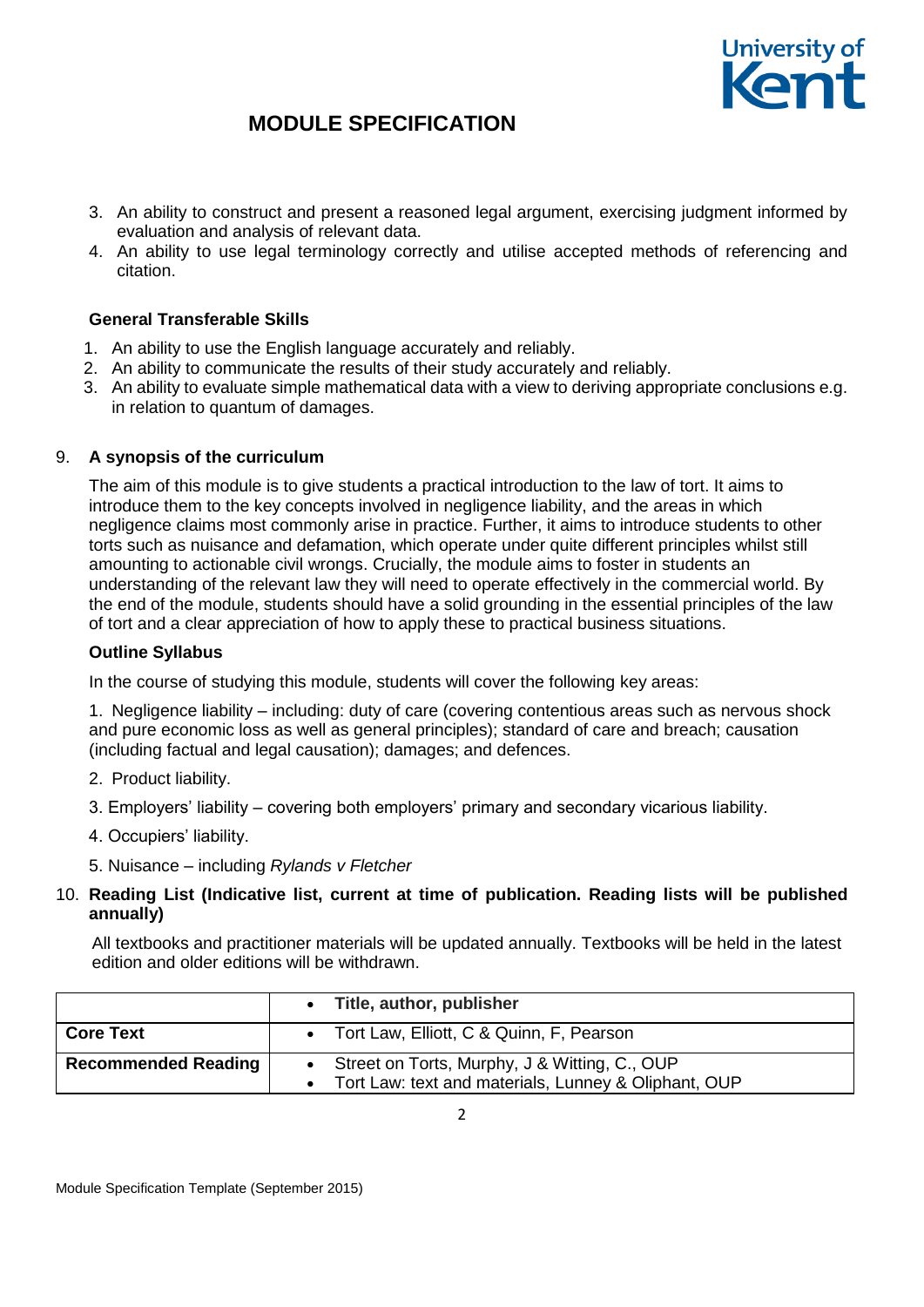3. An ability to construct and present a reasoned legal argument, exercising judgment informed by evaluation and analysis of relevant data.
4. An ability to use legal terminology correctly and utilise accepted methods of referencing and citation.

**General Transferable Skills**

1. An ability to use the English language accurately and reliably.
2. An ability to communicate the results of their study accurately and reliably.
3. An ability to evaluate simple mathematical data with a view to deriving appropriate conclusions e.g. in relation to quantum of damages.

## 9. A synopsis of the curriculum

The aim of this module is to give students a practical introduction to the law of tort. It aims to introduce them to the key concepts involved in negligence liability, and the areas in which negligence claims most commonly arise in practice. Further, it aims to introduce students to other torts such as nuisance and defamation, which operate under quite different principles whilst still amounting to actionable civil wrongs. Crucially, the module aims to foster in students an understanding of the relevant law they will need to operate effectively in the commercial world. By the end of the module, students should have a solid grounding in the essential principles of the law of tort and a clear appreciation of how to apply these to practical business situations.

**Outline Syllabus**

In the course of studying this module, students will cover the following key areas:

1. Negligence liability – including: duty of care (covering contentious areas such as nervous shock and pure economic loss as well as general principles); standard of care and breach; causation (including factual and legal causation); damages; and defences.

2. Product liability.

3. Employers' liability – covering both employers' primary and secondary vicarious liability.

4. Occupiers' liability.

5. Nuisance – including *Rylands v Fletcher*

## 10. Reading List (Indicative list, current at time of publication. Reading lists will be published annually)

All textbooks and practitioner materials will be updated annually. Textbooks will be held in the latest edition and older editions will be withdrawn.

| | **Title, author, publisher** |
|---|---|
| **Core Text** | • Tort Law, Elliott, C & Quinn, F, Pearson |
| **Recommended Reading** | • Street on Torts, Murphy, J & Witting, C., OUP<br>• Tort Law: text and materials, Lunney & Oliphant, OUP |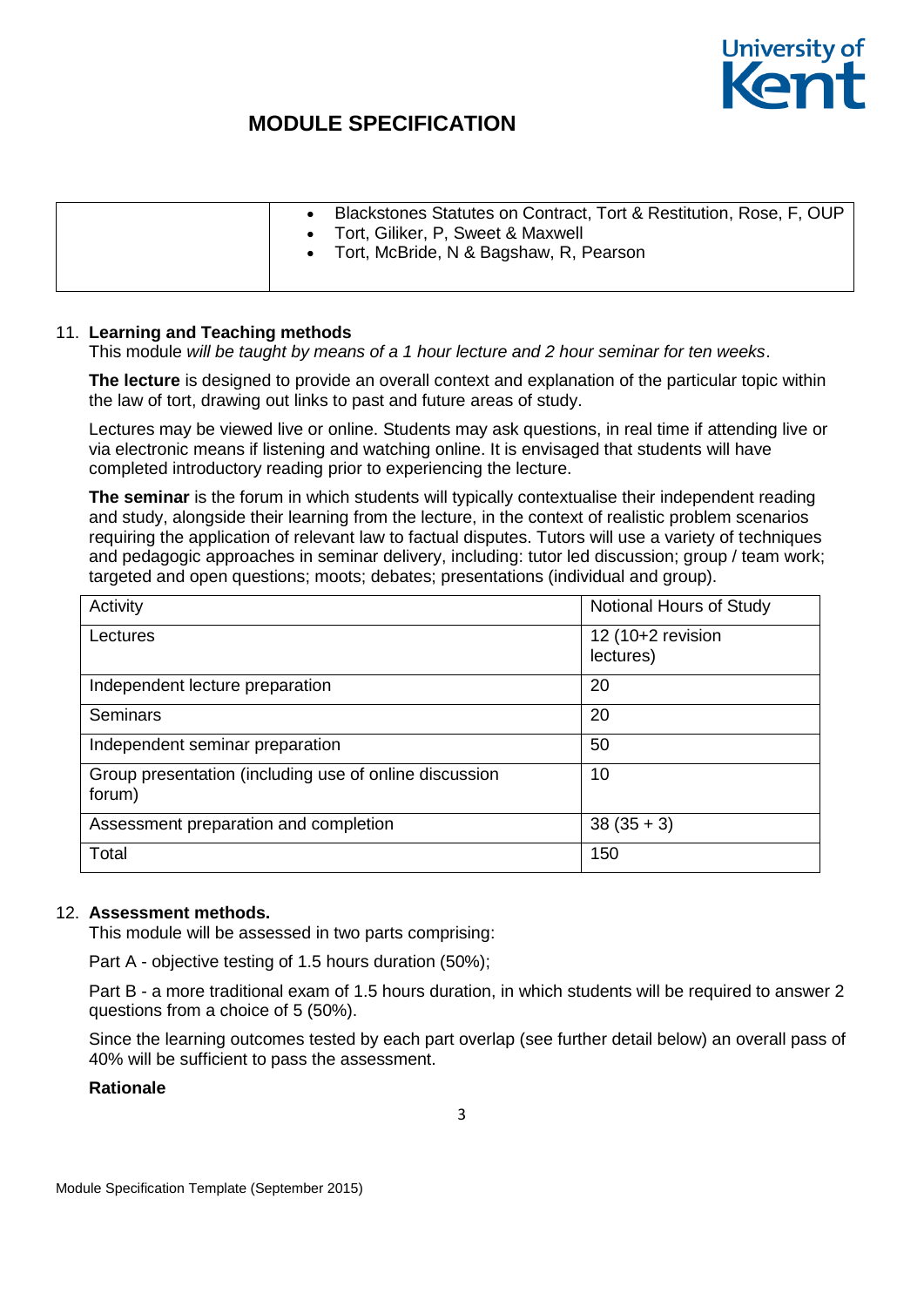# MODULE SPECIFICATION

| | |
|---|---|
| | • Blackstones Statutes on Contract, Tort & Restitution, Rose, F, OUP<br>• Tort, Giliker, P, Sweet & Maxwell<br>• Tort, McBride, N & Bagshaw, R, Pearson |

11. **Learning and Teaching methods**

This module *will be taught by means of a 1 hour lecture and 2 hour seminar for ten weeks*.

**The lecture** is designed to provide an overall context and explanation of the particular topic within the law of tort, drawing out links to past and future areas of study.

Lectures may be viewed live or online. Students may ask questions, in real time if attending live or via electronic means if listening and watching online. It is envisaged that students will have completed introductory reading prior to experiencing the lecture.

**The seminar** is the forum in which students will typically contextualise their independent reading and study, alongside their learning from the lecture, in the context of realistic problem scenarios requiring the application of relevant law to factual disputes. Tutors will use a variety of techniques and pedagogic approaches in seminar delivery, including: tutor led discussion; group / team work; targeted and open questions; moots; debates; presentations (individual and group).

| Activity | Notional Hours of Study |
|---|---|
| Lectures | 12 (10+2 revision lectures) |
| Independent lecture preparation | 20 |
| Seminars | 20 |
| Independent seminar preparation | 50 |
| Group presentation (including use of online discussion forum) | 10 |
| Assessment preparation and completion | 38 (35 + 3) |
| Total | 150 |

12. **Assessment methods.**

This module will be assessed in two parts comprising:

Part A - objective testing of 1.5 hours duration (50%);

Part B - a more traditional exam of 1.5 hours duration, in which students will be required to answer 2 questions from a choice of 5 (50%).

Since the learning outcomes tested by each part overlap (see further detail below) an overall pass of 40% will be sufficient to pass the assessment.

**Rationale**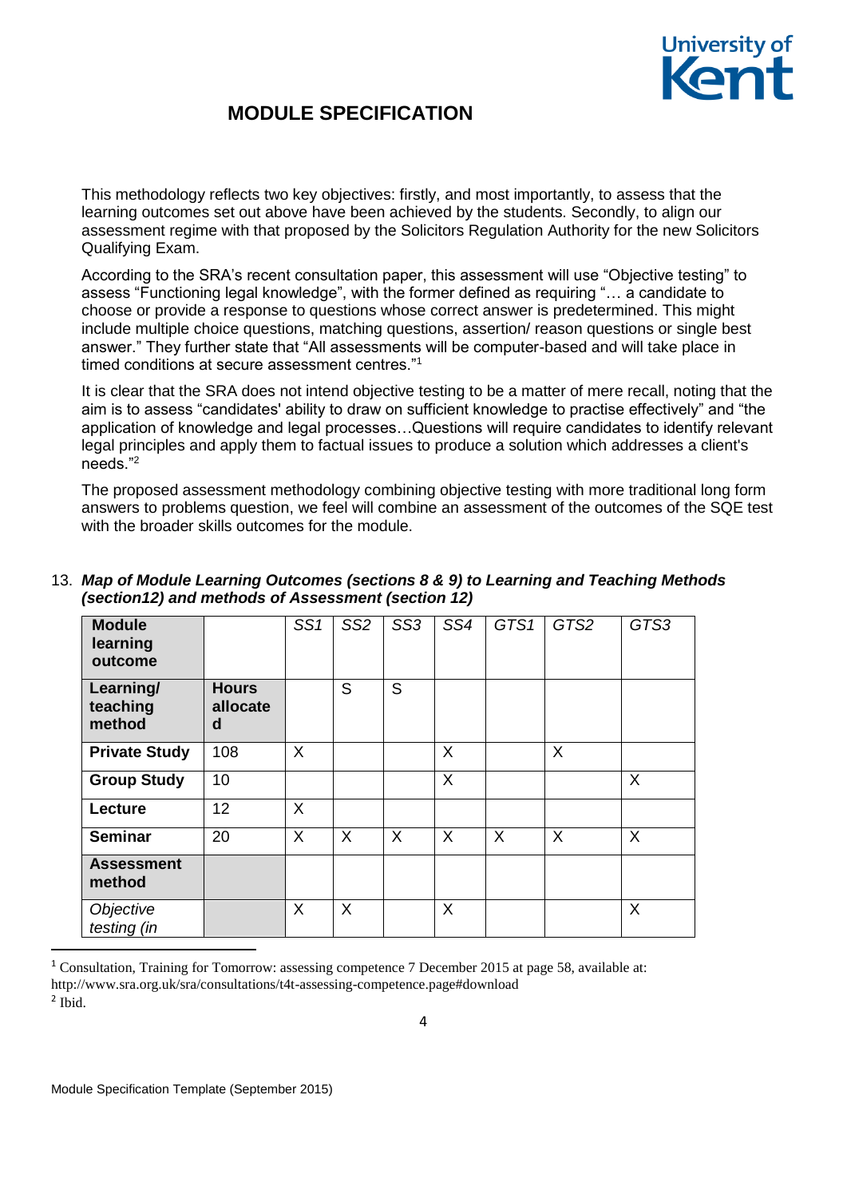This methodology reflects two key objectives: firstly, and most importantly, to assess that the learning outcomes set out above have been achieved by the students. Secondly, to align our assessment regime with that proposed by the Solicitors Regulation Authority for the new Solicitors Qualifying Exam.

According to the SRA's recent consultation paper, this assessment will use "Objective testing" to assess "Functioning legal knowledge", with the former defined as requiring "… a candidate to choose or provide a response to questions whose correct answer is predetermined. This might include multiple choice questions, matching questions, assertion/ reason questions or single best answer." They further state that "All assessments will be computer-based and will take place in timed conditions at secure assessment centres."[1]

It is clear that the SRA does not intend objective testing to be a matter of mere recall, noting that the aim is to assess "candidates' ability to draw on sufficient knowledge to practise effectively" and "the application of knowledge and legal processes…Questions will require candidates to identify relevant legal principles and apply them to factual issues to produce a solution which addresses a client's needs."[2]

The proposed assessment methodology combining objective testing with more traditional long form answers to problems question, we feel will combine an assessment of the outcomes of the SQE test with the broader skills outcomes for the module.

13. ***Map of Module Learning Outcomes (sections 8 & 9) to Learning and Teaching Methods (section12) and methods of Assessment (section 12)***

| **Module learning outcome** | | *SS1* | *SS2* | *SS3* | *SS4* | *GTS1* | *GTS2* | *GTS3* |
|---|---|---|---|---|---|---|---|---|
| **Learning/ teaching method** | **Hours allocated** | | S | S | | | | |
| **Private Study** | 108 | X | | | X | | X | |
| **Group Study** | 10 | | | | X | | | X |
| **Lecture** | 12 | X | | | | | | |
| **Seminar** | 20 | X | X | X | X | X | X | X |
| **Assessment method** | | | | | | | | |
| *Objective testing (in* | | X | X | | X | | | X |

[1] Consultation, Training for Tomorrow: assessing competence 7 December 2015 at page 58, available at: http://www.sra.org.uk/sra/consultations/t4t-assessing-competence.page#download

[2] Ibid.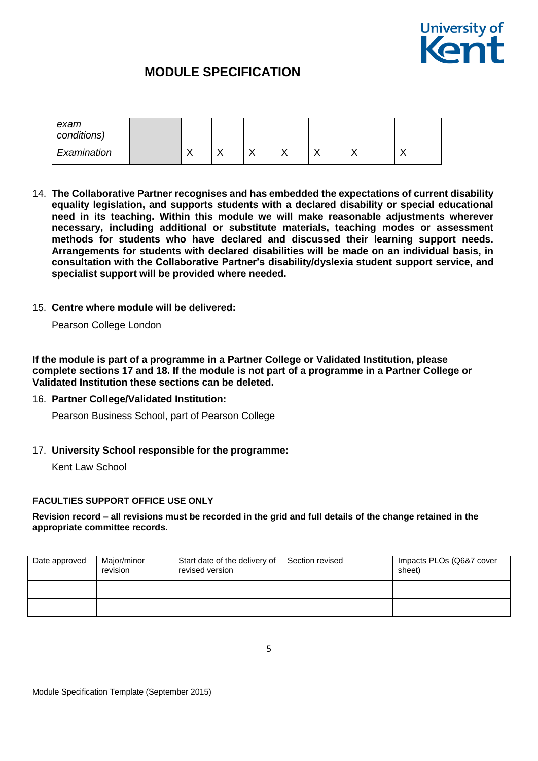# MODULE SPECIFICATION

| | | | | | | | | |
|---|---|---|---|---|---|---|---|---|
| *exam conditions)* | | | | | | | | |
| *Examination* | | X | X | X | X | X | X | X |

14. **The Collaborative Partner recognises and has embedded the expectations of current disability equality legislation, and supports students with a declared disability or special educational need in its teaching. Within this module we will make reasonable adjustments wherever necessary, including additional or substitute materials, teaching modes or assessment methods for students who have declared and discussed their learning support needs. Arrangements for students with declared disabilities will be made on an individual basis, in consultation with the Collaborative Partner's disability/dyslexia student support service, and specialist support will be provided where needed.**

15. **Centre where module will be delivered:**

    Pearson College London

**If the module is part of a programme in a Partner College or Validated Institution, please complete sections 17 and 18. If the module is not part of a programme in a Partner College or Validated Institution these sections can be deleted.**

16. **Partner College/Validated Institution:**

    Pearson Business School, part of Pearson College

17. **University School responsible for the programme:**

    Kent Law School

**FACULTIES SUPPORT OFFICE USE ONLY**

**Revision record – all revisions must be recorded in the grid and full details of the change retained in the appropriate committee records.**

| Date approved | Major/minor revision | Start date of the delivery of revised version | Section revised | Impacts PLOs (Q6&7 cover sheet) |
|---|---|---|---|---|
| | | | | |
| | | | | |

Module Specification Template (September 2015)